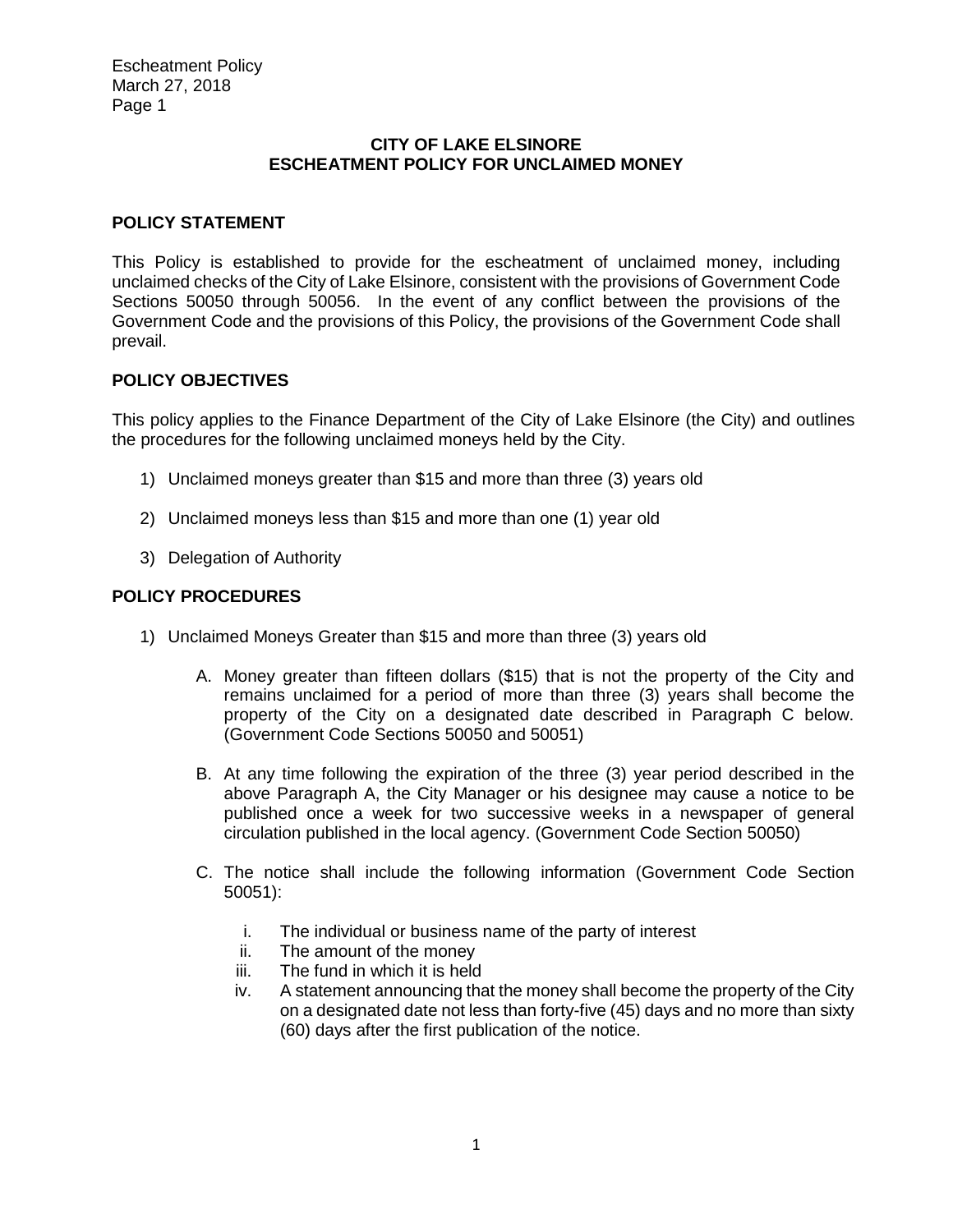## CITY OF LAKE ELSINORE
## ESCHEATMENT POLICY FOR UNCLAIMED MONEY

### POLICY STATEMENT

This Policy is established to provide for the escheatment of unclaimed money, including unclaimed checks of the City of Lake Elsinore, consistent with the provisions of Government Code Sections 50050 through 50056. In the event of any conflict between the provisions of the Government Code and the provisions of this Policy, the provisions of the Government Code shall prevail.

### POLICY OBJECTIVES

This policy applies to the Finance Department of the City of Lake Elsinore (the City) and outlines the procedures for the following unclaimed moneys held by the City.

1) Unclaimed moneys greater than $15 and more than three (3) years old

2) Unclaimed moneys less than $15 and more than one (1) year old

3) Delegation of Authority

### POLICY PROCEDURES

1) Unclaimed Moneys Greater than $15 and more than three (3) years old

   A. Money greater than fifteen dollars ($15) that is not the property of the City and remains unclaimed for a period of more than three (3) years shall become the property of the City on a designated date described in Paragraph C below. (Government Code Sections 50050 and 50051)

   B. At any time following the expiration of the three (3) year period described in the above Paragraph A, the City Manager or his designee may cause a notice to be published once a week for two successive weeks in a newspaper of general circulation published in the local agency. (Government Code Section 50050)

   C. The notice shall include the following information (Government Code Section 50051):

      i. The individual or business name of the party of interest
      ii. The amount of the money
      iii. The fund in which it is held
      iv. A statement announcing that the money shall become the property of the City on a designated date not less than forty-five (45) days and no more than sixty (60) days after the first publication of the notice.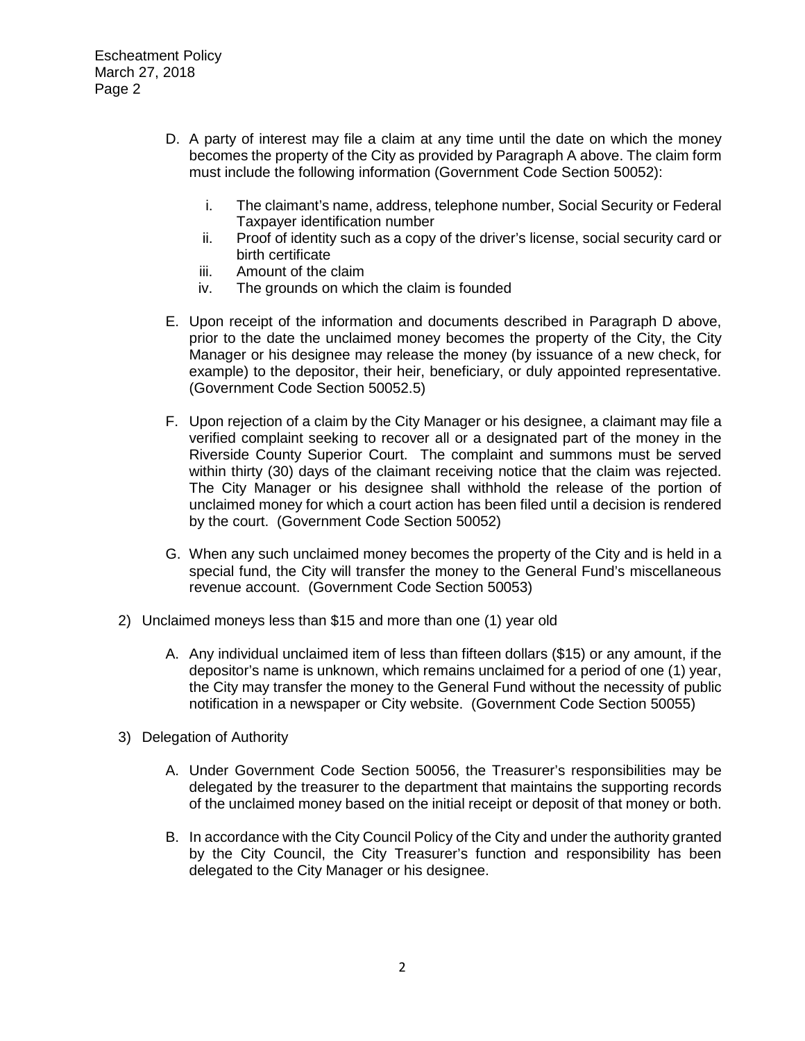D. A party of interest may file a claim at any time until the date on which the money becomes the property of the City as provided by Paragraph A above. The claim form must include the following information (Government Code Section 50052):

   i. The claimant's name, address, telephone number, Social Security or Federal Taxpayer identification number
   ii. Proof of identity such as a copy of the driver's license, social security card or birth certificate
   iii. Amount of the claim
   iv. The grounds on which the claim is founded

E. Upon receipt of the information and documents described in Paragraph D above, prior to the date the unclaimed money becomes the property of the City, the City Manager or his designee may release the money (by issuance of a new check, for example) to the depositor, their heir, beneficiary, or duly appointed representative. (Government Code Section 50052.5)

F. Upon rejection of a claim by the City Manager or his designee, a claimant may file a verified complaint seeking to recover all or a designated part of the money in the Riverside County Superior Court. The complaint and summons must be served within thirty (30) days of the claimant receiving notice that the claim was rejected. The City Manager or his designee shall withhold the release of the portion of unclaimed money for which a court action has been filed until a decision is rendered by the court. (Government Code Section 50052)

G. When any such unclaimed money becomes the property of the City and is held in a special fund, the City will transfer the money to the General Fund's miscellaneous revenue account. (Government Code Section 50053)

2) Unclaimed moneys less than $15 and more than one (1) year old

   A. Any individual unclaimed item of less than fifteen dollars ($15) or any amount, if the depositor's name is unknown, which remains unclaimed for a period of one (1) year, the City may transfer the money to the General Fund without the necessity of public notification in a newspaper or City website. (Government Code Section 50055)

3) Delegation of Authority

   A. Under Government Code Section 50056, the Treasurer's responsibilities may be delegated by the treasurer to the department that maintains the supporting records of the unclaimed money based on the initial receipt or deposit of that money or both.

   B. In accordance with the City Council Policy of the City and under the authority granted by the City Council, the City Treasurer's function and responsibility has been delegated to the City Manager or his designee.